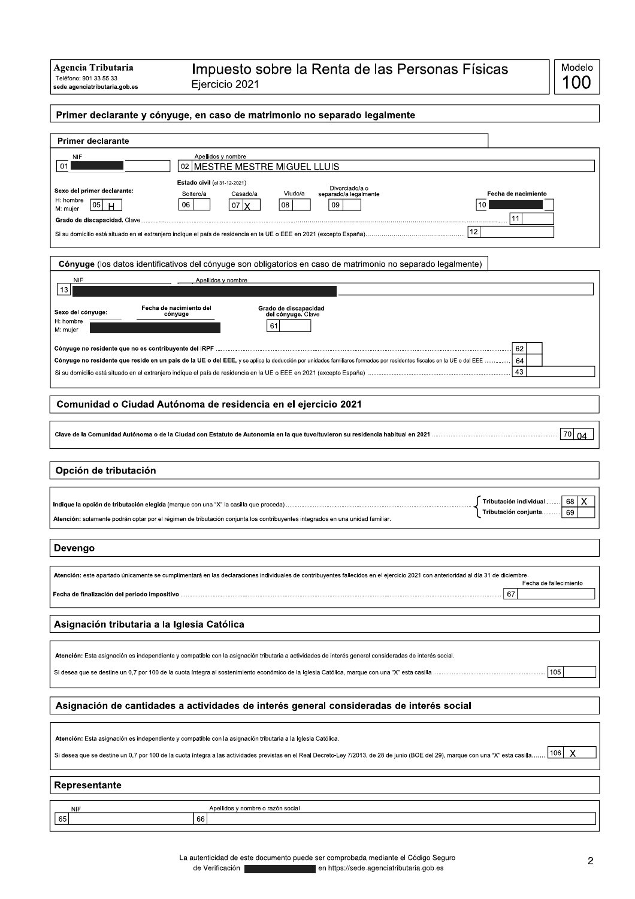**Agencia Tributaria**
Teléfono: 901 33 55 33
sede.agenciatributaria.gob.es

# Impuesto sobre la Renta de las Personas Físicas
Ejercicio 2021

Modelo **100**

## Primer declarante y cónyuge, en caso de matrimonio no separado legalmente

### Primer declarante

NIF: 01

Apellidos y nombre: 02 MESTRE MESTRE MIGUEL LLUIS

**Sexo del primer declarante:** H: hombre / M: mujer — 05 H

**Estado civil** (el 31-12-2021)

| Soltero/a | Casado/a | Viudo/a | Divorciado/a o separado/a legalmente |
|---|---|---|---|
| 06 | 07 X | 08 | 09 |

**Fecha de nacimiento** 10

**Grado de discapacidad.** Clave 11

Si su domicilio está situado en el extranjero indique el país de residencia en la UE o EEE en 2021 (excepto España) 12

### Cónyuge (los datos identificativos del cónyuge son obligatorios en caso de matrimonio no separado legalmente)

NIF: 13

Apellidos y nombre

**Sexo del cónyuge:** H: hombre / M: mujer

**Fecha de nacimiento del cónyuge**

**Grado de discapacidad del cónyuge.** Clave 61

**Cónyuge no residente que no es contribuyente del IRPF** 62

**Cónyuge no residente que reside en un país de la UE o del EEE,** y se aplica la deducción por unidades familiares formadas por residentes fiscales en la UE o del EEE 64

Si su domicilio está situado en el extranjero indique el país de residencia en la UE o EEE en 2021 (excepto España) 43

## Comunidad o Ciudad Autónoma de residencia en el ejercicio 2021

**Clave de la Comunidad Autónoma o de la Ciudad con Estatuto de Autonomía en la que tuvo/tuvieron su residencia habitual en 2021** 70 04

## Opción de tributación

**Indique la opción de tributación elegida** (marque con una "X" la casilla que proceda)

- Tributación individual 68 X
- Tributación conjunta 69

**Atención:** solamente podrán optar por el régimen de tributación conjunta los contribuyentes integrados en una unidad familiar.

## Devengo

**Atención:** este apartado únicamente se cumplimentará en las declaraciones individuales de contribuyentes fallecidos en el ejercicio 2021 con anterioridad al día 31 de diciembre.

**Fecha de finalización del período impositivo** — Fecha de fallecimiento 67

## Asignación tributaria a la Iglesia Católica

**Atención:** Esta asignación es independiente y compatible con la asignación tributaria a actividades de interés general consideradas de interés social.

Si desea que se destine un 0,7 por 100 de la cuota íntegra al sostenimiento económico de la Iglesia Católica, marque con una "X" esta casilla 105

## Asignación de cantidades a actividades de interés general consideradas de interés social

**Atención:** Esta asignación es independiente y compatible con la asignación tributaria a la Iglesia Católica.

Si desea que se destine un 0,7 por 100 de la cuota íntegra a las actividades previstas en el Real Decreto-Ley 7/2013, de 28 de junio (BOE del 29), marque con una "X" esta casilla 106 X

## Representante

NIF: 65

Apellidos y nombre o razón social: 66

La autenticidad de este documento puede ser comprobada mediante el Código Seguro de Verificación en https://sede.agenciatributaria.gob.es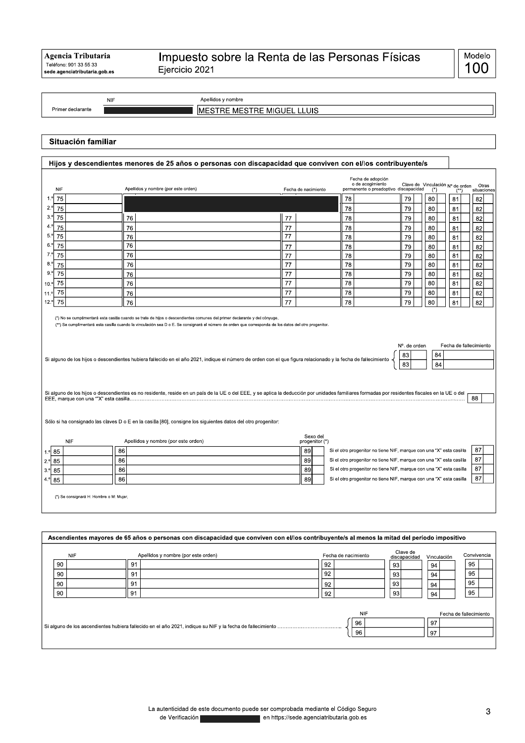**Agencia Tributaria**
Teléfono: 901 33 55 33
sede.agenciatributaria.gob.es

# Impuesto sobre la Renta de las Personas Físicas
Ejercicio 2021

Modelo **100**

| | NIF | Apellidos y nombre |
|---|---|---|
| Primer declarante | | MESTRE MESTRE MIGUEL LLUIS |

## Situación familiar

### Hijos y descendientes menores de 25 años o personas con discapacidad que conviven con el/los contribuyente/s

| | NIF | Apellidos y nombre (por este orden) | Fecha de nacimiento | Fecha de adopción o de acogimiento permanente o preadoptivo | Clave de discapacidad | Vinculación (*) | Nº de orden (**) | Otras situaciones |
|---|---|---|---|---|---|---|---|---|
| 1.º | 75 | | | 78 | 79 | 80 | 81 | 82 |
| 2.º | 75 | | | 78 | 79 | 80 | 81 | 82 |
| 3.º | 75 | 76 | 77 | 78 | 79 | 80 | 81 | 82 |
| 4.º | 75 | 76 | 77 | 78 | 79 | 80 | 81 | 82 |
| 5.º | 75 | 76 | 77 | 78 | 79 | 80 | 81 | 82 |
| 6.º | 75 | 76 | 77 | 78 | 79 | 80 | 81 | 82 |
| 7.º | 75 | 76 | 77 | 78 | 79 | 80 | 81 | 82 |
| 8.º | 75 | 76 | 77 | 78 | 79 | 80 | 81 | 82 |
| 9.º | 75 | 76 | 77 | 78 | 79 | 80 | 81 | 82 |
| 10.º | 75 | 76 | 77 | 78 | 79 | 80 | 81 | 82 |
| 11.º | 75 | 76 | 77 | 78 | 79 | 80 | 81 | 82 |
| 12.º | 75 | 76 | 77 | 78 | 79 | 80 | 81 | 82 |

(*) No se cumplimentará esta casilla cuando se trate de hijos o descendientes comunes del primer declarante y del cónyuge.
(**) Se cumplimentará esta casilla cuando la vinculación sea D o E. Se consignará el número de orden que corresponda de los datos del otro progenitor.

Si alguno de los hijos o descendientes hubiera fallecido en el año 2021, indique el número de orden con el que figura relacionado y la fecha de fallecimiento

| Nº. de orden | Fecha de fallecimiento |
|---|---|
| 83 | 84 |
| 83 | 84 |

Si alguno de los hijos o descendientes es no residente, reside en un país de la UE o del EEE, y se aplica la deducción por unidades familiares formadas por residentes fiscales en la UE o del EEE, marque con una "X" esta casilla ..... 88

Sólo si ha consignado las claves D o E en la casilla [80], consigne los siguientes datos del otro progenitor:

| | NIF | Apellidos y nombre (por este orden) | Sexo del progenitor (*) | |
|---|---|---|---|---|
| 1.º | 85 | 86 | 89 | Si el otro progenitor no tiene NIF, marque con una "X" esta casilla 87 |
| 2.º | 85 | 86 | 89 | Si el otro progenitor no tiene NIF, marque con una "X" esta casilla 87 |
| 3.º | 85 | 86 | 89 | Si el otro progenitor no tiene NIF, marque con una "X" esta casilla 87 |
| 4.º | 85 | 86 | 89 | Si el otro progenitor no tiene NIF, marque con una "X" esta casilla 87 |

(*) Se consignará H: Hombre o M: Mujer.

### Ascendientes mayores de 65 años o personas con discapacidad que conviven con el/los contribuyente/s al menos la mitad del período impositivo

| NIF | Apellidos y nombre (por este orden) | Fecha de nacimiento | Clave de discapacidad | Vinculación | Convivencia |
|---|---|---|---|---|---|
| 90 | 91 | 92 | 93 | 94 | 95 |
| 90 | 91 | 92 | 93 | 94 | 95 |
| 90 | 91 | 92 | 93 | 94 | 95 |
| 90 | 91 | 92 | 93 | 94 | 95 |

Si alguno de los ascendientes hubiera fallecido en el año 2021, indique su NIF y la fecha de fallecimiento .....

| NIF | Fecha de fallecimiento |
|---|---|
| 96 | 97 |
| 96 | 97 |

La autenticidad de este documento puede ser comprobada mediante el Código Seguro de Verificación en https://sede.agenciatributaria.gob.es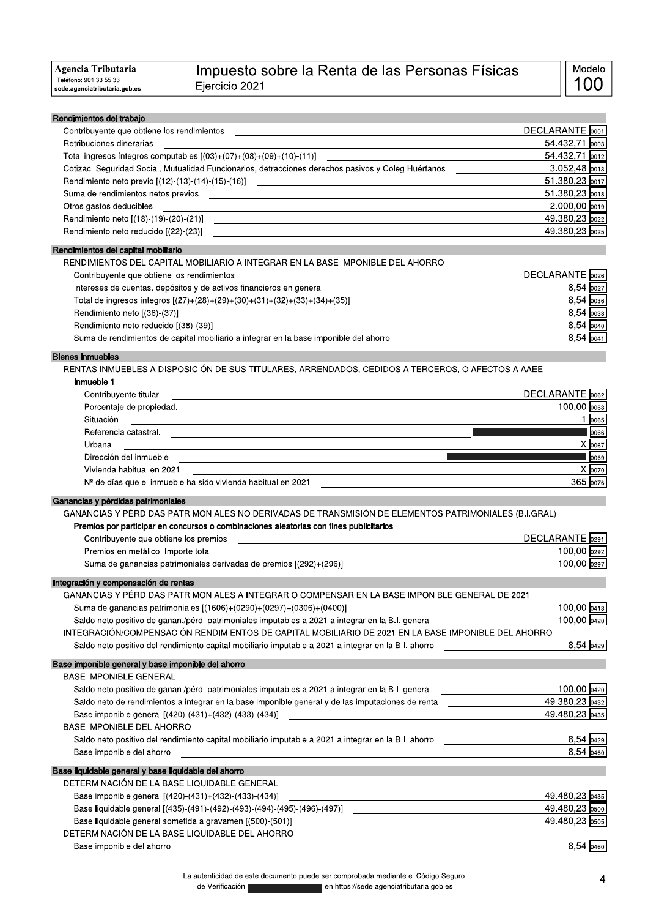**Agencia Tributaria**
Teléfono: 901 33 55 33
sede.agenciatributaria.gob.es

# Impuesto sobre la Renta de las Personas Físicas

Ejercicio 2021

Modelo **100**

## Rendimientos del trabajo

| Concepto | Valor | Casilla |
|---|---|---|
| Contribuyente que obtiene los rendimientos | DECLARANTE | 0001 |
| Retribuciones dinerarias | 54.432,71 | 0003 |
| Total ingresos íntegros computables [(03)+(07)+(08)+(09)+(10)-(11)] | 54.432,71 | 0012 |
| Cotizac. Seguridad Social, Mutualidad Funcionarios, detracciones derechos pasivos y Coleg.Huérfanos | 3.052,48 | 0013 |
| Rendimiento neto previo [(12)-(13)-(14)-(15)-(16)] | 51.380,23 | 0017 |
| Suma de rendimientos netos previos | 51.380,23 | 0018 |
| Otros gastos deducibles | 2.000,00 | 0019 |
| Rendimiento neto [(18)-(19)-(20)-(21)] | 49.380,23 | 0022 |
| Rendimiento neto reducido [(22)-(23)] | 49.380,23 | 0025 |

## Rendimientos del capital mobiliario

RENDIMIENTOS DEL CAPITAL MOBILIARIO A INTEGRAR EN LA BASE IMPONIBLE DEL AHORRO

| Concepto | Valor | Casilla |
|---|---|---|
| Contribuyente que obtiene los rendimientos | DECLARANTE | 0026 |
| Intereses de cuentas, depósitos y de activos financieros en general | 8,54 | 0027 |
| Total de ingresos íntegros [(27)+(28)+(29)+(30)+(31)+(32)+(33)+(34)+(35)] | 8,54 | 0036 |
| Rendimiento neto [(36)-(37)] | 8,54 | 0038 |
| Rendimiento neto reducido [(38)-(39)] | 8,54 | 0040 |
| Suma de rendimientos de capital mobiliario a integrar en la base imponible del ahorro | 8,54 | 0041 |

## Bienes inmuebles

RENTAS INMUEBLES A DISPOSICIÓN DE SUS TITULARES, ARRENDADOS, CEDIDOS A TERCEROS, O AFECTOS A AAEE

**Inmueble 1**

| Concepto | Valor | Casilla |
|---|---|---|
| Contribuyente titular. | DECLARANTE | 0062 |
| Porcentaje de propiedad. | 100,00 | 0063 |
| Situación. | 1 | 0065 |
| Referencia catastral. | | 0066 |
| Urbana. | X | 0067 |
| Dirección del inmueble | | 0069 |
| Vivienda habitual en 2021. | X | 0070 |
| Nº de días que el inmueble ha sido vivienda habitual en 2021 | 365 | 0076 |

## Ganancias y pérdidas patrimoniales

GANANCIAS Y PÉRDIDAS PATRIMONIALES NO DERIVADAS DE TRANSMISIÓN DE ELEMENTOS PATRIMONIALES (B.I.GRAL)

**Premios por participar en concursos o combinaciones aleatorias con fines publicitarios**

| Concepto | Valor | Casilla |
|---|---|---|
| Contribuyente que obtiene los premios | DECLARANTE | 0291 |
| Premios en metálico. Importe total | 100,00 | 0292 |
| Suma de ganancias patrimoniales derivadas de premios [(292)+(296)] | 100,00 | 0297 |

## Integración y compensación de rentas

GANANCIAS Y PÉRDIDAS PATRIMONIALES A INTEGRAR O COMPENSAR EN LA BASE IMPONIBLE GENERAL DE 2021

| Concepto | Valor | Casilla |
|---|---|---|
| Suma de ganancias patrimoniales [(1606)+(0290)+(0297)+(0306)+(0400)] | 100,00 | 0418 |
| Saldo neto positivo de ganan./pérd. patrimoniales imputables a 2021 a integrar en la B.I. general | 100,00 | 0420 |

INTEGRACIÓN/COMPENSACIÓN RENDIMIENTOS DE CAPITAL MOBILIARIO DE 2021 EN LA BASE IMPONIBLE DEL AHORRO

| Concepto | Valor | Casilla |
|---|---|---|
| Saldo neto positivo del rendimiento capital mobiliario imputable a 2021 a integrar en la B.I. ahorro | 8,54 | 0429 |

## Base imponible general y base imponible del ahorro

BASE IMPONIBLE GENERAL

| Concepto | Valor | Casilla |
|---|---|---|
| Saldo neto positivo de ganan./pérd. patrimoniales imputables a 2021 a integrar en la B.I. general | 100,00 | 0420 |
| Saldo neto de rendimientos a integrar en la base imponible general y de las imputaciones de renta | 49.380,23 | 0432 |
| Base imponible general [(420)-(431)+(432)-(433)-(434)] | 49.480,23 | 0435 |

BASE IMPONIBLE DEL AHORRO

| Concepto | Valor | Casilla |
|---|---|---|
| Saldo neto positivo del rendimiento capital mobiliario imputable a 2021 a integrar en la B.I. ahorro | 8,54 | 0429 |
| Base imponible del ahorro | 8,54 | 0460 |

## Base liquidable general y base liquidable del ahorro

DETERMINACIÓN DE LA BASE LIQUIDABLE GENERAL

| Concepto | Valor | Casilla |
|---|---|---|
| Base imponible general [(420)-(431)+(432)-(433)-(434)] | 49.480,23 | 0435 |
| Base liquidable general [(435)-(491)-(492)-(493)-(494)-(495)-(496)-(497)] | 49.480,23 | 0500 |
| Base liquidable general sometida a gravamen [(500)-(501)] | 49.480,23 | 0505 |

DETERMINACIÓN DE LA BASE LIQUIDABLE DEL AHORRO

| Concepto | Valor | Casilla |
|---|---|---|
| Base imponible del ahorro | 8,54 | 0460 |

La autenticidad de este documento puede ser comprobada mediante el Código Seguro de Verificación en https://sede.agenciatributaria.gob.es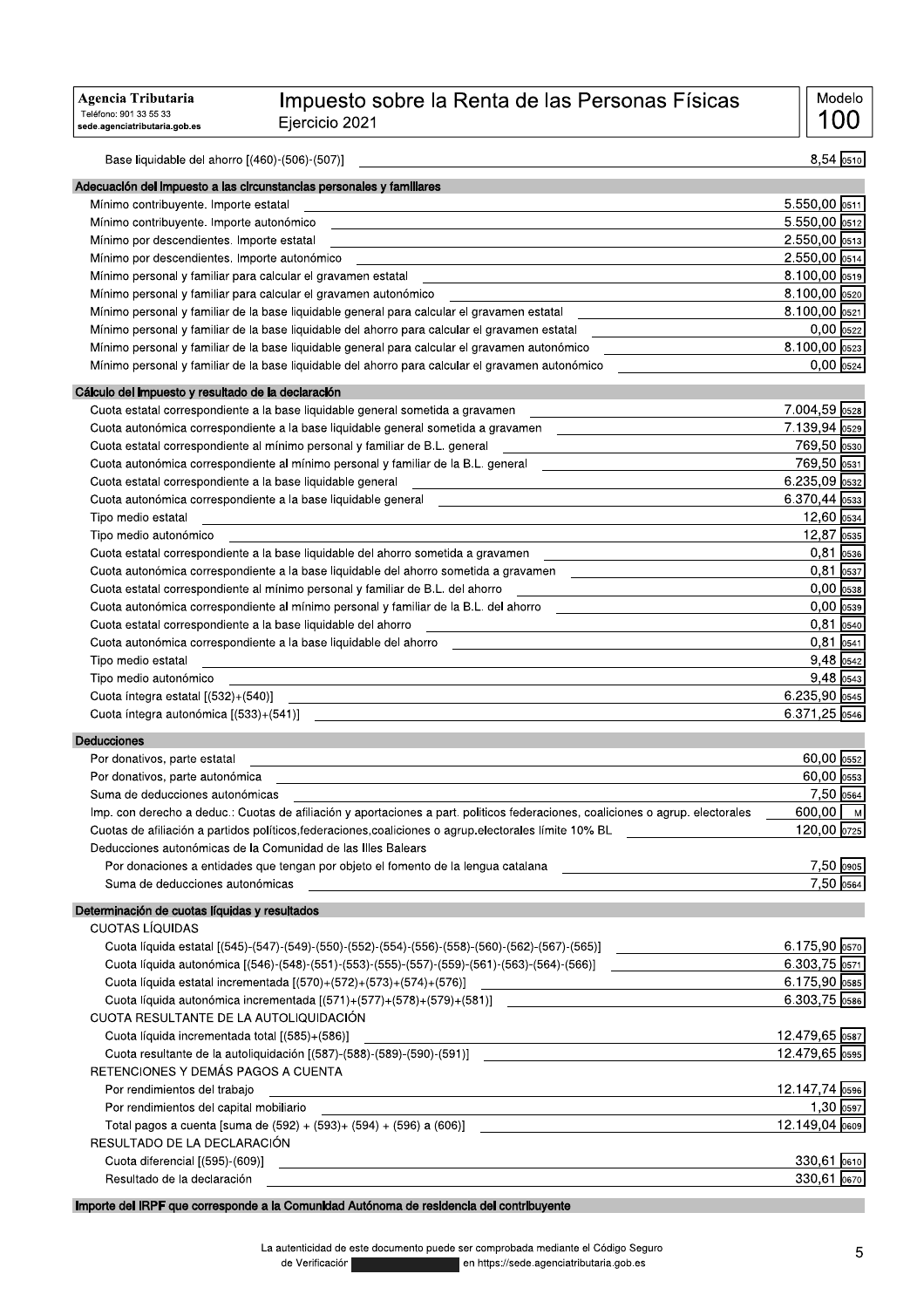| Agencia Tributaria<br>Teléfono: 901 33 55 33<br>sede.agenciatributaria.gob.es | Impuesto sobre la Renta de las Personas Físicas<br>Ejercicio 2021 | Modelo<br>100 |
| --- | --- | --- |

| Concepto | Importe | Casilla |
| --- | --- | --- |
| Base liquidable del ahorro [(460)-(506)-(507)] | 8,54 | 0510 |

## Adecuación del impuesto a las circunstancias personales y familiares

| Concepto | Importe | Casilla |
| --- | --- | --- |
| Mínimo contribuyente. Importe estatal | 5.550,00 | 0511 |
| Mínimo contribuyente. Importe autonómico | 5.550,00 | 0512 |
| Mínimo por descendientes. Importe estatal | 2.550,00 | 0513 |
| Mínimo por descendientes. Importe autonómico | 2.550,00 | 0514 |
| Mínimo personal y familiar para calcular el gravamen estatal | 8.100,00 | 0519 |
| Mínimo personal y familiar para calcular el gravamen autonómico | 8.100,00 | 0520 |
| Mínimo personal y familiar de la base liquidable general para calcular el gravamen estatal | 8.100,00 | 0521 |
| Mínimo personal y familiar de la base liquidable del ahorro para calcular el gravamen estatal | 0,00 | 0522 |
| Mínimo personal y familiar de la base liquidable general para calcular el gravamen autonómico | 8.100,00 | 0523 |
| Mínimo personal y familiar de la base liquidable del ahorro para calcular el gravamen autonómico | 0,00 | 0524 |

## Cálculo del impuesto y resultado de la declaración

| Concepto | Importe | Casilla |
| --- | --- | --- |
| Cuota estatal correspondiente a la base liquidable general sometida a gravamen | 7.004,59 | 0528 |
| Cuota autonómica correspondiente a la base liquidable general sometida a gravamen | 7.139,94 | 0529 |
| Cuota estatal correspondiente al mínimo personal y familiar de B.L. general | 769,50 | 0530 |
| Cuota autonómica correspondiente al mínimo personal y familiar de la B.L. general | 769,50 | 0531 |
| Cuota estatal correspondiente a la base liquidable general | 6.235,09 | 0532 |
| Cuota autonómica correspondiente a la base liquidable general | 6.370,44 | 0533 |
| Tipo medio estatal | 12,60 | 0534 |
| Tipo medio autonómico | 12,87 | 0535 |
| Cuota estatal correspondiente a la base liquidable del ahorro sometida a gravamen | 0,81 | 0536 |
| Cuota autonómica correspondiente a la base liquidable del ahorro sometida a gravamen | 0,81 | 0537 |
| Cuota estatal correspondiente al mínimo personal y familiar de B.L. del ahorro | 0,00 | 0538 |
| Cuota autonómica correspondiente al mínimo personal y familiar de la B.L. del ahorro | 0,00 | 0539 |
| Cuota estatal correspondiente a la base liquidable del ahorro | 0,81 | 0540 |
| Cuota autonómica correspondiente a la base liquidable del ahorro | 0,81 | 0541 |
| Tipo medio estatal | 9,48 | 0542 |
| Tipo medio autonómico | 9,48 | 0543 |
| Cuota íntegra estatal [(532)+(540)] | 6.235,90 | 0545 |
| Cuota íntegra autonómica [(533)+(541)] | 6.371,25 | 0546 |

## Deducciones

| Concepto | Importe | Casilla |
| --- | --- | --- |
| Por donativos, parte estatal | 60,00 | 0552 |
| Por donativos, parte autonómica | 60,00 | 0553 |
| Suma de deducciones autonómicas | 7,50 | 0564 |
| Imp. con derecho a deduc.: Cuotas de afiliación y aportaciones a part. políticos federaciones, coaliciones o agrup. electorales | 600,00 | M |
| Cuotas de afiliación a partidos políticos,federaciones,coaliciones o agrup.electorales límite 10% BL | 120,00 | 0725 |
| Deducciones autonómicas de la Comunidad de las Illes Balears | | |
| Por donaciones a entidades que tengan por objeto el fomento de la lengua catalana | 7,50 | 0905 |
| Suma de deducciones autonómicas | 7,50 | 0564 |

## Determinación de cuotas líquidas y resultados

| Concepto | Importe | Casilla |
| --- | --- | --- |
| **CUOTAS LÍQUIDAS** | | |
| Cuota líquida estatal [(545)-(547)-(549)-(550)-(552)-(554)-(556)-(558)-(560)-(562)-(567)-(565)] | 6.175,90 | 0570 |
| Cuota líquida autonómica [(546)-(548)-(551)-(553)-(555)-(557)-(559)-(561)-(563)-(564)-(566)] | 6.303,75 | 0571 |
| Cuota líquida estatal incrementada [(570)+(572)+(573)+(574)+(576)] | 6.175,90 | 0585 |
| Cuota líquida autonómica incrementada [(571)+(577)+(578)+(579)+(581)] | 6.303,75 | 0586 |
| **CUOTA RESULTANTE DE LA AUTOLIQUIDACIÓN** | | |
| Cuota líquida incrementada total [(585)+(586)] | 12.479,65 | 0587 |
| Cuota resultante de la autoliquidación [(587)-(588)-(589)-(590)-(591)] | 12.479,65 | 0595 |
| **RETENCIONES Y DEMÁS PAGOS A CUENTA** | | |
| Por rendimientos del trabajo | 12.147,74 | 0596 |
| Por rendimientos del capital mobiliario | 1,30 | 0597 |
| Total pagos a cuenta [suma de (592) + (593)+ (594) + (596) a (606)] | 12.149,04 | 0609 |
| **RESULTADO DE LA DECLARACIÓN** | | |
| Cuota diferencial [(595)-(609)] | 330,61 | 0610 |
| Resultado de la declaración | 330,61 | 0670 |

## Importe del IRPF que corresponde a la Comunidad Autónoma de residencia del contribuyente

La autenticidad de este documento puede ser comprobada mediante el Código Seguro de Verificación [redactado] en https://sede.agenciatributaria.gob.es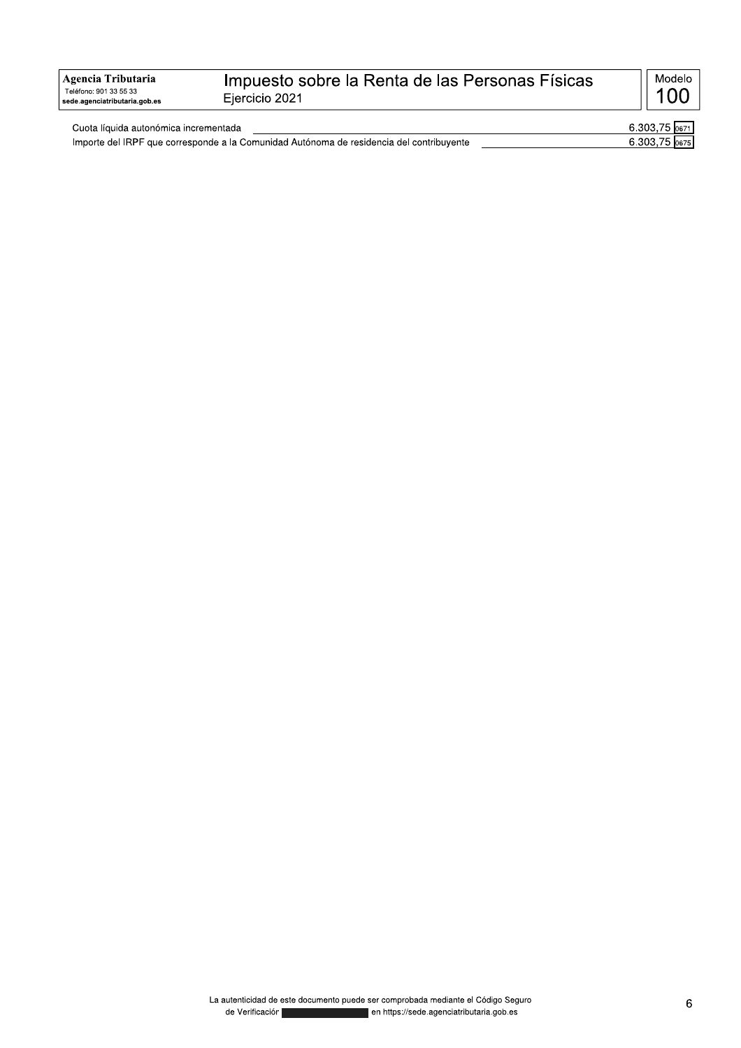| | | |
|---|---|---|
| Cuota líquida autonómica incrementada | 6.303,75 | 0671 |
| Importe del IRPF que corresponde a la Comunidad Autónoma de residencia del contribuyente | 6.303,75 | 0675 |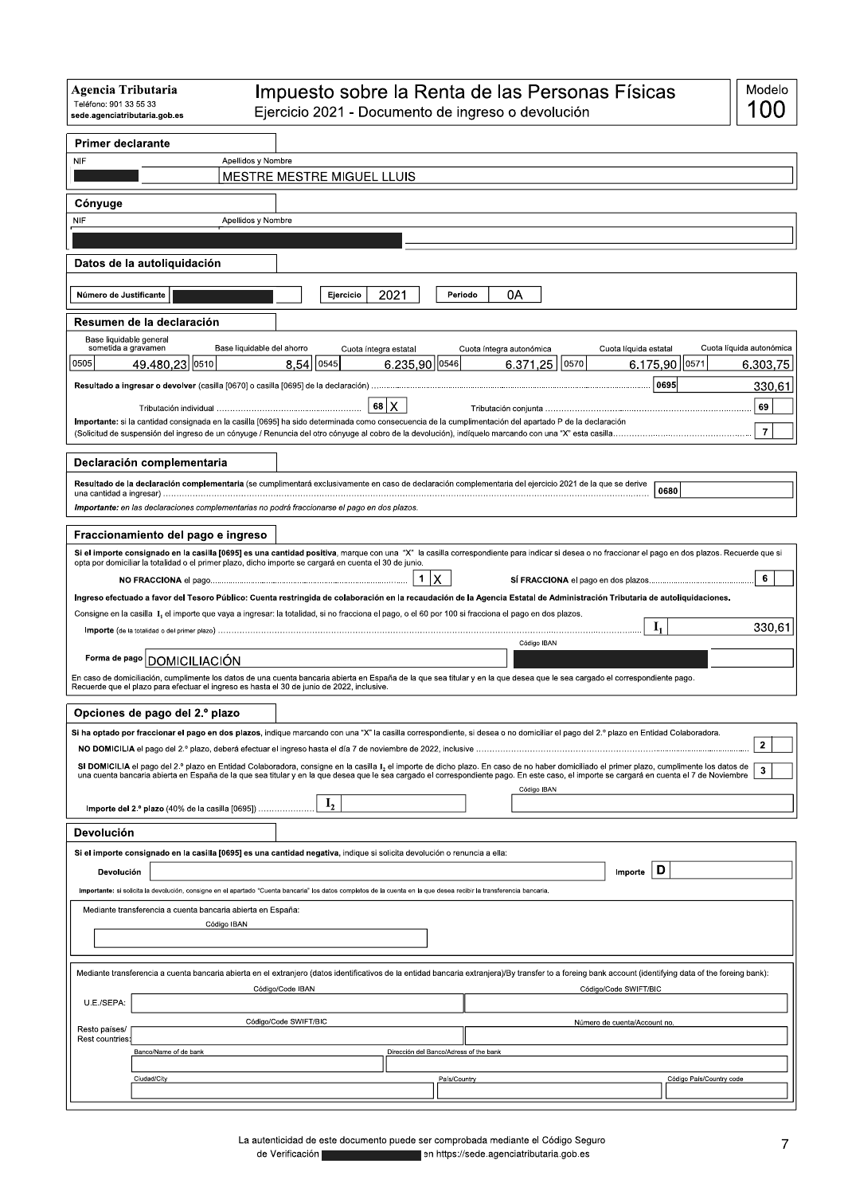**Agencia Tributaria**
Teléfono: 901 33 55 33
sede.agenciatributaria.gob.es

# Impuesto sobre la Renta de las Personas Físicas

Ejercicio 2021 - Documento de ingreso o devolución

Modelo **100**

## Primer declarante

| NIF | Apellidos y Nombre |
|---|---|
| | MESTRE MESTRE MIGUEL LLUIS |

## Cónyuge

| NIF | Apellidos y Nombre |
|---|---|
| | |

## Datos de la autoliquidación

| Número de Justificante | | Ejercicio | 2021 | Periodo | 0A |
|---|---|---|---|---|---|

## Resumen de la declaración

| Base liquidable general sometida a gravamen | Base liquidable del ahorro | Cuota íntegra estatal | Cuota íntegra autonómica | Cuota líquida estatal | Cuota líquida autonómica |
|---|---|---|---|---|---|
| 0505 49.480,23 | 0510 8,54 | 0545 6.235,90 | 0546 6.371,25 | 0570 6.175,90 | 0571 6.303,75 |

**Resultado a ingresar o devolver** (casilla [0670] o casilla [0695] de la declaración) .......... 0695 330,61

Tributación individual .......... 68 X     Tributación conjunta .......... 69

**Importante:** si la cantidad consignada en la casilla [0695] ha sido determinada como consecuencia de la cumplimentación del apartado P de la declaración (Solicitud de suspensión del ingreso de un cónyuge / Renuncia del otro cónyuge al cobro de la devolución), indíquelo marcando con una "X" esta casilla.......... 7

## Declaración complementaria

**Resultado de la declaración complementaria** (se cumplimentará exclusivamente en caso de declaración complementaria del ejercicio 2021 de la que se derive una cantidad a ingresar) .......... 0680

*Importante: en las declaraciones complementarias no podrá fraccionarse el pago en dos plazos.*

## Fraccionamiento del pago e ingreso

**Si el importe consignado en la casilla [0695] es una cantidad positiva**, marque con una "X" la casilla correspondiente para indicar si desea o no fraccionar el pago en dos plazos. Recuerde que si opta por domiciliar la totalidad o el primer plazo, dicho importe se cargará en cuenta el 30 de junio.

**NO FRACCIONA** el pago.......... 1 X     **SÍ FRACCIONA** el pago en dos plazos.......... 6

**Ingreso efectuado a favor del Tesoro Público: Cuenta restringida de colaboración en la recaudación de la Agencia Estatal de Administración Tributaria de autoliquidaciones.**

Consigne en la casilla $I_1$ el importe que vaya a ingresar: la totalidad, si no fracciona el pago, o el 60 por 100 si fracciona el pago en dos plazos.

**Importe** (de la totalidad o del primer plazo) .......... $I_1$ 330,61

**Forma de pago** DOMICILIACIÓN     Código IBAN

En caso de domiciliación, cumplimente los datos de una cuenta bancaria abierta en España de la que sea titular y en la que desea que le sea cargado el correspondiente pago. Recuerde que el plazo para efectuar el ingreso es hasta el 30 de junio de 2022, inclusive.

## Opciones de pago del 2.º plazo

**Si ha optado por fraccionar el pago en dos plazos**, indique marcando con una "X" la casilla correspondiente, si desea o no domiciliar el pago del 2.º plazo en Entidad Colaboradora.

**NO DOMICILIA** el pago del 2.º plazo, deberá efectuar el ingreso hasta el día 7 de noviembre de 2022, inclusive .......... 2

**SI DOMICILIA** el pago del 2.º plazo en Entidad Colaboradora, consigne en la casilla $I_2$ el importe de dicho plazo. En caso de no haber domiciliado el primer plazo, cumplimente los datos de una cuenta bancaria abierta en España de la que sea titular y en la que desea que le sea cargado el correspondiente pago. En este caso, el importe se cargará en cuenta el 7 de Noviembre .......... 3

**Importe del 2.º plazo** (40% de la casilla [0695]) .......... $I_2$     Código IBAN

## Devolución

**Si el importe consignado en la casilla [0695] es una cantidad negativa**, indique si solicita devolución o renuncia a ella:

**Devolución**     Importe **D**

**Importante:** si solicita la devolución, consigne en el apartado "Cuenta bancaria" los datos completos de la cuenta en la que desea recibir la transferencia bancaria.

Mediante transferencia a cuenta bancaria abierta en España:

Código IBAN

Mediante transferencia a cuenta bancaria abierta en el extranjero (datos identificativos de la entidad bancaria extranjera)/By transfer to a foreing bank account (identifying data of the foreing bank):

U.E./SEPA: Código/Code IBAN     Código/Code SWIFT/BIC

Resto países/ Rest countries: Código/Code SWIFT/BIC     Número de cuenta/Account no.

Banco/Name of de bank     Dirección del Banco/Adress of the bank

Ciudad/City     País/Country     Código País/Country code

La autenticidad de este documento puede ser comprobada mediante el Código Seguro de Verificación en https://sede.agenciatributaria.gob.es